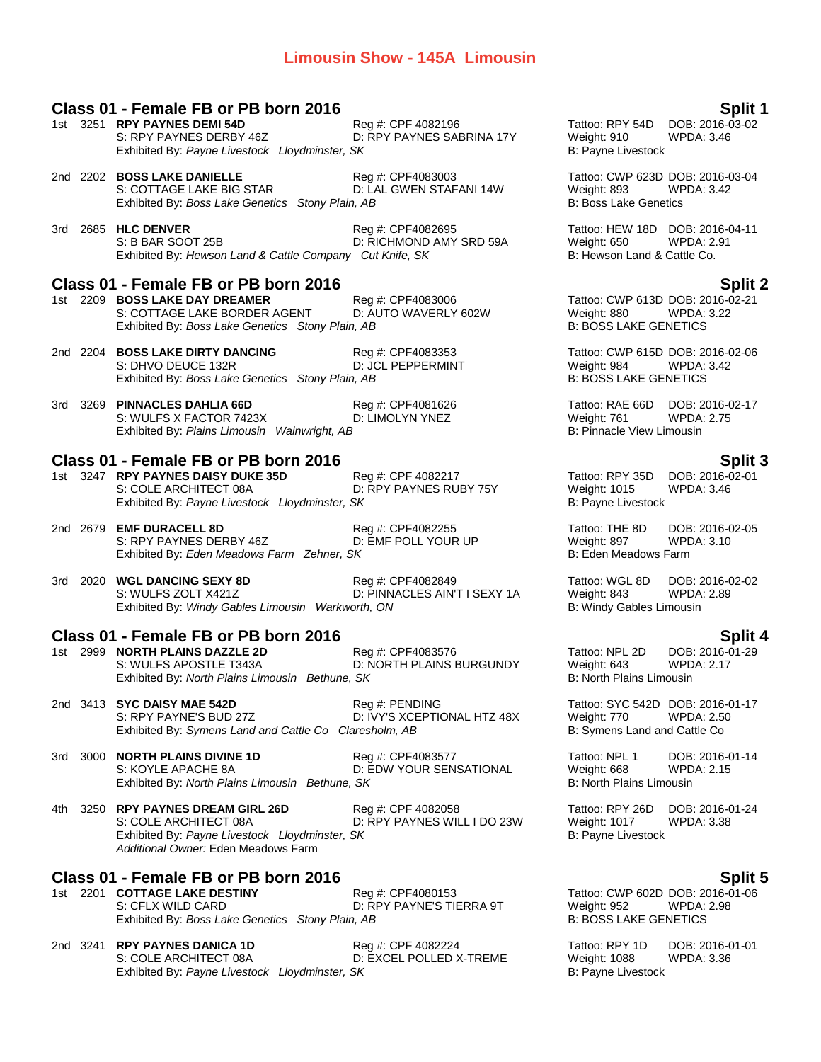# Limousin Show - 145A Limousin

## Class 01 - Female FB or PB born 2016 — Split 1

1st 3251 **RPY PAYNES DEMI 54D** Reg #: CPF 4082196 Tattoo: RPY 54D DOB: 2016-03-02
S: RPY PAYNES DERBY 46Z D: RPY PAYNES SABRINA 17Y Weight: 910 WPDA: 3.46
Exhibited By: *Payne Livestock Lloydminster, SK* B: Payne Livestock

2nd 2202 **BOSS LAKE DANIELLE** Reg #: CPF4083003 Tattoo: CWP 623D DOB: 2016-03-04
S: COTTAGE LAKE BIG STAR D: LAL GWEN STAFANI 14W Weight: 893 WPDA: 3.42
Exhibited By: *Boss Lake Genetics Stony Plain, AB* B: Boss Lake Genetics

3rd 2685 **HLC DENVER** Reg #: CPF4082695 Tattoo: HEW 18D DOB: 2016-04-11
S: B BAR SOOT 25B D: RICHMOND AMY SRD 59A Weight: 650 WPDA: 2.91
Exhibited By: *Hewson Land & Cattle Company Cut Knife, SK* B: Hewson Land & Cattle Co.

## Class 01 - Female FB or PB born 2016 — Split 2

1st 2209 **BOSS LAKE DAY DREAMER** Reg #: CPF4083006 Tattoo: CWP 613D DOB: 2016-02-21
S: COTTAGE LAKE BORDER AGENT D: AUTO WAVERLY 602W Weight: 880 WPDA: 3.22
Exhibited By: *Boss Lake Genetics Stony Plain, AB* B: BOSS LAKE GENETICS

2nd 2204 **BOSS LAKE DIRTY DANCING** Reg #: CPF4083353 Tattoo: CWP 615D DOB: 2016-02-06
S: DHVO DEUCE 132R D: JCL PEPPERMINT Weight: 984 WPDA: 3.42
Exhibited By: *Boss Lake Genetics Stony Plain, AB* B: BOSS LAKE GENETICS

3rd 3269 **PINNACLES DAHLIA 66D** Reg #: CPF4081626 Tattoo: RAE 66D DOB: 2016-02-17
S: WULFS X FACTOR 7423X D: LIMOLYN YNEZ Weight: 761 WPDA: 2.75
Exhibited By: *Plains Limousin Wainwright, AB* B: Pinnacle View Limousin

## Class 01 - Female FB or PB born 2016 — Split 3

1st 3247 **RPY PAYNES DAISY DUKE 35D** Reg #: CPF 4082217 Tattoo: RPY 35D DOB: 2016-02-01
S: COLE ARCHITECT 08A D: RPY PAYNES RUBY 75Y Weight: 1015 WPDA: 3.46
Exhibited By: *Payne Livestock Lloydminster, SK* B: Payne Livestock

2nd 2679 **EMF DURACELL 8D** Reg #: CPF4082255 Tattoo: THE 8D DOB: 2016-02-05
S: RPY PAYNES DERBY 46Z D: EMF POLL YOUR UP Weight: 897 WPDA: 3.10
Exhibited By: *Eden Meadows Farm Zehner, SK* B: Eden Meadows Farm

3rd 2020 **WGL DANCING SEXY 8D** Reg #: CPF4082849 Tattoo: WGL 8D DOB: 2016-02-02
S: WULFS ZOLT X421Z D: PINNACLES AIN'T I SEXY 1A Weight: 843 WPDA: 2.89
Exhibited By: *Windy Gables Limousin Warkworth, ON* B: Windy Gables Limousin

## Class 01 - Female FB or PB born 2016 — Split 4

1st 2999 **NORTH PLAINS DAZZLE 2D** Reg #: CPF4083576 Tattoo: NPL 2D DOB: 2016-01-29
S: WULFS APOSTLE T343A D: NORTH PLAINS BURGUNDY Weight: 643 WPDA: 2.17
Exhibited By: *North Plains Limousin Bethune, SK* B: North Plains Limousin

2nd 3413 **SYC DAISY MAE 542D** Reg #: PENDING Tattoo: SYC 542D DOB: 2016-01-17
S: RPY PAYNE'S BUD 27Z D: IVY'S XCEPTIONAL HTZ 48X Weight: 770 WPDA: 2.50
Exhibited By: *Symens Land and Cattle Co Claresholm, AB* B: Symens Land and Cattle Co

3rd 3000 **NORTH PLAINS DIVINE 1D** Reg #: CPF4083577 Tattoo: NPL 1 DOB: 2016-01-14
S: KOYLE APACHE 8A D: EDW YOUR SENSATIONAL Weight: 668 WPDA: 2.15
Exhibited By: *North Plains Limousin Bethune, SK* B: North Plains Limousin

4th 3250 **RPY PAYNES DREAM GIRL 26D** Reg #: CPF 4082058 Tattoo: RPY 26D DOB: 2016-01-24
S: COLE ARCHITECT 08A D: RPY PAYNES WILL I DO 23W Weight: 1017 WPDA: 3.38
Exhibited By: *Payne Livestock Lloydminster, SK* B: Payne Livestock
*Additional Owner:* Eden Meadows Farm

## Class 01 - Female FB or PB born 2016 — Split 5

1st 2201 **COTTAGE LAKE DESTINY** Reg #: CPF4080153 Tattoo: CWP 602D DOB: 2016-01-06
S: CFLX WILD CARD D: RPY PAYNE'S TIERRA 9T Weight: 952 WPDA: 2.98
Exhibited By: *Boss Lake Genetics Stony Plain, AB* B: BOSS LAKE GENETICS

2nd 3241 **RPY PAYNES DANICA 1D** Reg #: CPF 4082224 Tattoo: RPY 1D DOB: 2016-01-01
S: COLE ARCHITECT 08A D: EXCEL POLLED X-TREME Weight: 1088 WPDA: 3.36
Exhibited By: *Payne Livestock Lloydminster, SK* B: Payne Livestock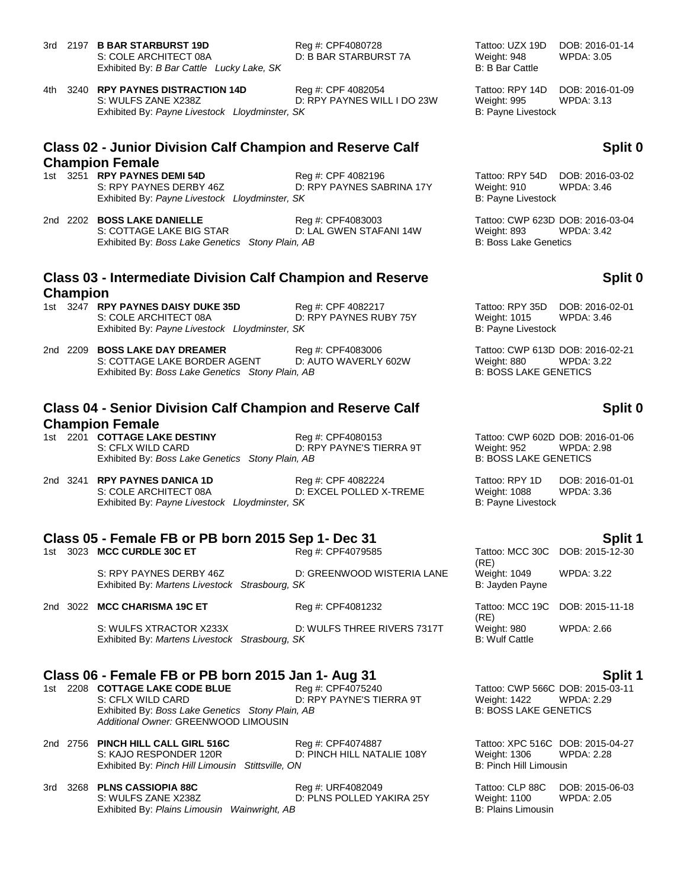3rd 2197 **B BAR STARBURST 19D** Reg #: CPF4080728 Tattoo: UZX 19D DOB: 2016-01-14
S: COLE ARCHITECT 08A D: B BAR STARBURST 7A Weight: 948 WPDA: 3.05
Exhibited By: *B Bar Cattle Lucky Lake, SK* B: B Bar Cattle

4th 3240 **RPY PAYNES DISTRACTION 14D** Reg #: CPF 4082054 Tattoo: RPY 14D DOB: 2016-01-09
S: WULFS ZANE X238Z D: RPY PAYNES WILL I DO 23W Weight: 995 WPDA: 3.13
Exhibited By: *Payne Livestock Lloydminster, SK* B: Payne Livestock

## Class 02 - Junior Division Calf Champion and Reserve Calf Champion Female — Split 0

1st 3251 **RPY PAYNES DEMI 54D** Reg #: CPF 4082196 Tattoo: RPY 54D DOB: 2016-03-02
S: RPY PAYNES DERBY 46Z D: RPY PAYNES SABRINA 17Y Weight: 910 WPDA: 3.46
Exhibited By: *Payne Livestock Lloydminster, SK* B: Payne Livestock

2nd 2202 **BOSS LAKE DANIELLE** Reg #: CPF4083003 Tattoo: CWP 623D DOB: 2016-03-04
S: COTTAGE LAKE BIG STAR D: LAL GWEN STAFANI 14W Weight: 893 WPDA: 3.42
Exhibited By: *Boss Lake Genetics Stony Plain, AB* B: Boss Lake Genetics

## Class 03 - Intermediate Division Calf Champion and Reserve Champion — Split 0

1st 3247 **RPY PAYNES DAISY DUKE 35D** Reg #: CPF 4082217 Tattoo: RPY 35D DOB: 2016-02-01
S: COLE ARCHITECT 08A D: RPY PAYNES RUBY 75Y Weight: 1015 WPDA: 3.46
Exhibited By: *Payne Livestock Lloydminster, SK* B: Payne Livestock

2nd 2209 **BOSS LAKE DAY DREAMER** Reg #: CPF4083006 Tattoo: CWP 613D DOB: 2016-02-21
S: COTTAGE LAKE BORDER AGENT D: AUTO WAVERLY 602W Weight: 880 WPDA: 3.22
Exhibited By: *Boss Lake Genetics Stony Plain, AB* B: BOSS LAKE GENETICS

## Class 04 - Senior Division Calf Champion and Reserve Calf Champion Female — Split 0

1st 2201 **COTTAGE LAKE DESTINY** Reg #: CPF4080153 Tattoo: CWP 602D DOB: 2016-01-06
S: CFLX WILD CARD D: RPY PAYNE'S TIERRA 9T Weight: 952 WPDA: 2.98
Exhibited By: *Boss Lake Genetics Stony Plain, AB* B: BOSS LAKE GENETICS

2nd 3241 **RPY PAYNES DANICA 1D** Reg #: CPF 4082224 Tattoo: RPY 1D DOB: 2016-01-01
S: COLE ARCHITECT 08A D: EXCEL POLLED X-TREME Weight: 1088 WPDA: 3.36
Exhibited By: *Payne Livestock Lloydminster, SK* B: Payne Livestock

## Class 05 - Female FB or PB born 2015 Sep 1- Dec 31 — Split 1

1st 3023 **MCC CURDLE 30C ET** Reg #: CPF4079585 Tattoo: MCC 30C (RE) DOB: 2015-12-30
S: RPY PAYNES DERBY 46Z D: GREENWOOD WISTERIA LANE Weight: 1049 WPDA: 3.22
Exhibited By: *Martens Livestock Strasbourg, SK* B: Jayden Payne

2nd 3022 **MCC CHARISMA 19C ET** Reg #: CPF4081232 Tattoo: MCC 19C (RE) DOB: 2015-11-18
S: WULFS XTRACTOR X233X D: WULFS THREE RIVERS 7317T Weight: 980 WPDA: 2.66
Exhibited By: *Martens Livestock Strasbourg, SK* B: Wulf Cattle

## Class 06 - Female FB or PB born 2015 Jan 1- Aug 31 — Split 1

1st 2208 **COTTAGE LAKE CODE BLUE** Reg #: CPF4075240 Tattoo: CWP 566C DOB: 2015-03-11
S: CFLX WILD CARD D: RPY PAYNE'S TIERRA 9T Weight: 1422 WPDA: 2.29
Exhibited By: *Boss Lake Genetics Stony Plain, AB* B: BOSS LAKE GENETICS
*Additional Owner:* GREENWOOD LIMOUSIN

2nd 2756 **PINCH HILL CALL GIRL 516C** Reg #: CPF4074887 Tattoo: XPC 516C DOB: 2015-04-27
S: KAJO RESPONDER 120R D: PINCH HILL NATALIE 108Y Weight: 1306 WPDA: 2.28
Exhibited By: *Pinch Hill Limousin Stittsville, ON* B: Pinch Hill Limousin

3rd 3268 **PLNS CASSIOPIA 88C** Reg #: URF4082049 Tattoo: CLP 88C DOB: 2015-06-03
S: WULFS ZANE X238Z D: PLNS POLLED YAKIRA 25Y Weight: 1100 WPDA: 2.05
Exhibited By: *Plains Limousin Wainwright, AB* B: Plains Limousin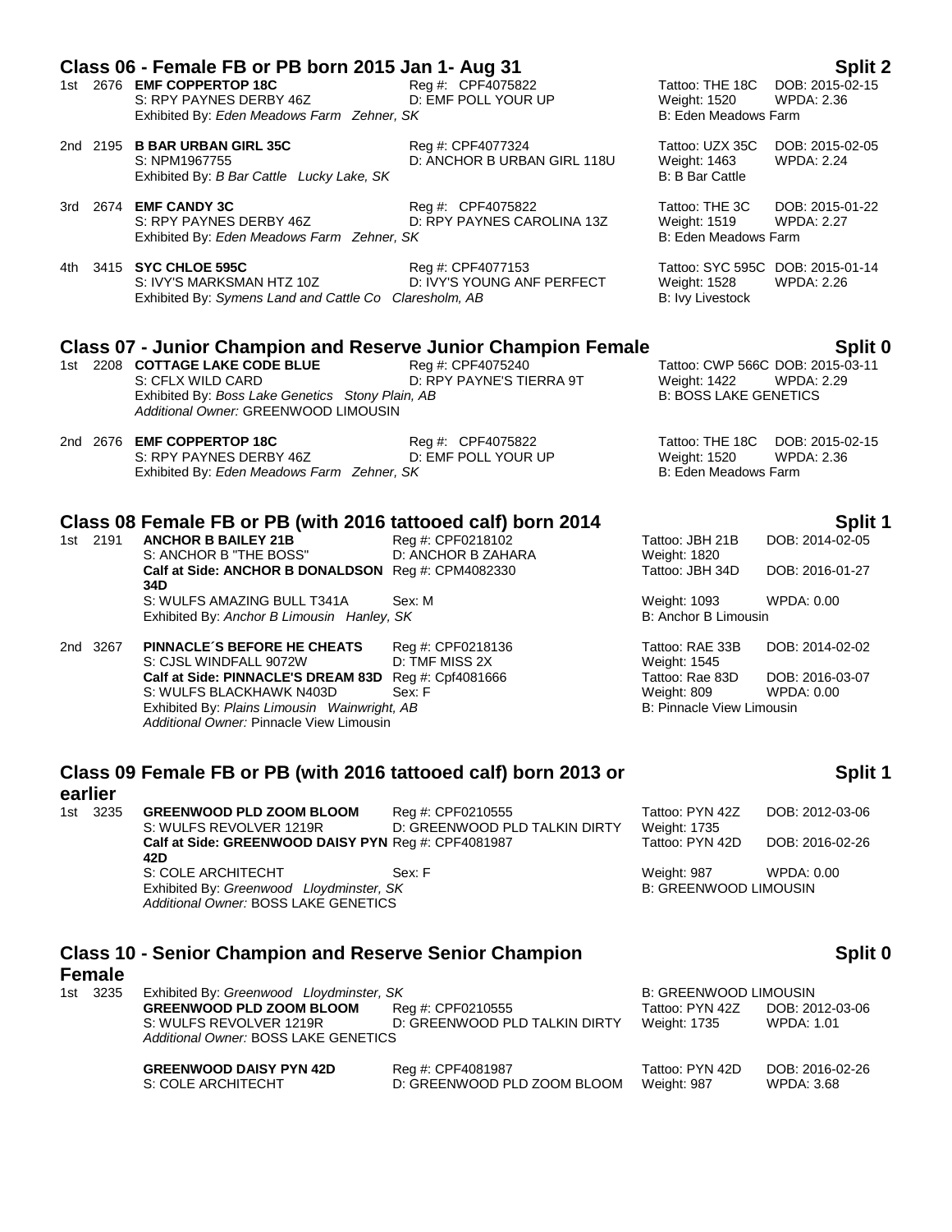## Class 06 - Female FB or PB born 2015 Jan 1- Aug 31

**Split 2**

1st 2676 **EMF COPPERTOP 18C** Reg #: CPF4075822 Tattoo: THE 18C DOB: 2015-02-15
S: RPY PAYNES DERBY 46Z D: EMF POLL YOUR UP Weight: 1520 WPDA: 2.36
Exhibited By: *Eden Meadows Farm Zehner, SK* B: Eden Meadows Farm

2nd 2195 **B BAR URBAN GIRL 35C** Reg #: CPF4077324 Tattoo: UZX 35C DOB: 2015-02-05
S: NPM1967755 D: ANCHOR B URBAN GIRL 118U Weight: 1463 WPDA: 2.24
Exhibited By: *B Bar Cattle Lucky Lake, SK* B: B Bar Cattle

3rd 2674 **EMF CANDY 3C** Reg #: CPF4075822 Tattoo: THE 3C DOB: 2015-01-22
S: RPY PAYNES DERBY 46Z D: RPY PAYNES CAROLINA 13Z Weight: 1519 WPDA: 2.27
Exhibited By: *Eden Meadows Farm Zehner, SK* B: Eden Meadows Farm

4th 3415 **SYC CHLOE 595C** Reg #: CPF4077153 Tattoo: SYC 595C DOB: 2015-01-14
S: IVY'S MARKSMAN HTZ 10Z D: IVY'S YOUNG ANF PERFECT Weight: 1528 WPDA: 2.26
Exhibited By: *Symens Land and Cattle Co Claresholm, AB* B: Ivy Livestock

## Class 07 - Junior Champion and Reserve Junior Champion Female

**Split 0**

1st 2208 **COTTAGE LAKE CODE BLUE** Reg #: CPF4075240 Tattoo: CWP 566C DOB: 2015-03-11
S: CFLX WILD CARD D: RPY PAYNE'S TIERRA 9T Weight: 1422 WPDA: 2.29
Exhibited By: *Boss Lake Genetics Stony Plain, AB* B: BOSS LAKE GENETICS
*Additional Owner:* GREENWOOD LIMOUSIN

2nd 2676 **EMF COPPERTOP 18C** Reg #: CPF4075822 Tattoo: THE 18C DOB: 2015-02-15
S: RPY PAYNES DERBY 46Z D: EMF POLL YOUR UP Weight: 1520 WPDA: 2.36
Exhibited By: *Eden Meadows Farm Zehner, SK* B: Eden Meadows Farm

## Class 08 Female FB or PB (with 2016 tattooed calf) born 2014

**Split 1**

1st 2191 **ANCHOR B BAILEY 21B** Reg #: CPF0218102 Tattoo: JBH 21B DOB: 2014-02-05
S: ANCHOR B "THE BOSS" D: ANCHOR B ZAHARA Weight: 1820
**Calf at Side: ANCHOR B DONALDSON 34D** Reg #: CPM4082330 Tattoo: JBH 34D DOB: 2016-01-27
S: WULFS AMAZING BULL T341A Sex: M Weight: 1093 WPDA: 0.00
Exhibited By: *Anchor B Limousin Hanley, SK* B: Anchor B Limousin

2nd 3267 **PINNACLE´S BEFORE HE CHEATS** Reg #: CPF0218136 Tattoo: RAE 33B DOB: 2014-02-02
S: CJSL WINDFALL 9072W D: TMF MISS 2X Weight: 1545
**Calf at Side: PINNACLE'S DREAM 83D** Reg #: Cpf4081666 Tattoo: Rae 83D DOB: 2016-03-07
S: WULFS BLACKHAWK N403D Sex: F Weight: 809 WPDA: 0.00
Exhibited By: *Plains Limousin Wainwright, AB* B: Pinnacle View Limousin
*Additional Owner:* Pinnacle View Limousin

## Class 09 Female FB or PB (with 2016 tattooed calf) born 2013 or earlier

**Split 1**

1st 3235 **GREENWOOD PLD ZOOM BLOOM** Reg #: CPF0210555 Tattoo: PYN 42Z DOB: 2012-03-06
S: WULFS REVOLVER 1219R D: GREENWOOD PLD TALKIN DIRTY Weight: 1735
**Calf at Side: GREENWOOD DAISY PYN 42D** Reg #: CPF4081987 Tattoo: PYN 42D DOB: 2016-02-26
S: COLE ARCHITECHT Sex: F Weight: 987 WPDA: 0.00
Exhibited By: *Greenwood Lloydminster, SK* B: GREENWOOD LIMOUSIN
*Additional Owner:* BOSS LAKE GENETICS

## Class 10 - Senior Champion and Reserve Senior Champion Female

**Split 0**

1st 3235 Exhibited By: *Greenwood Lloydminster, SK* B: GREENWOOD LIMOUSIN
**GREENWOOD PLD ZOOM BLOOM** Reg #: CPF0210555 Tattoo: PYN 42Z DOB: 2012-03-06
S: WULFS REVOLVER 1219R D: GREENWOOD PLD TALKIN DIRTY Weight: 1735 WPDA: 1.01
*Additional Owner:* BOSS LAKE GENETICS

**GREENWOOD DAISY PYN 42D** Reg #: CPF4081987 Tattoo: PYN 42D DOB: 2016-02-26
S: COLE ARCHITECHT D: GREENWOOD PLD ZOOM BLOOM Weight: 987 WPDA: 3.68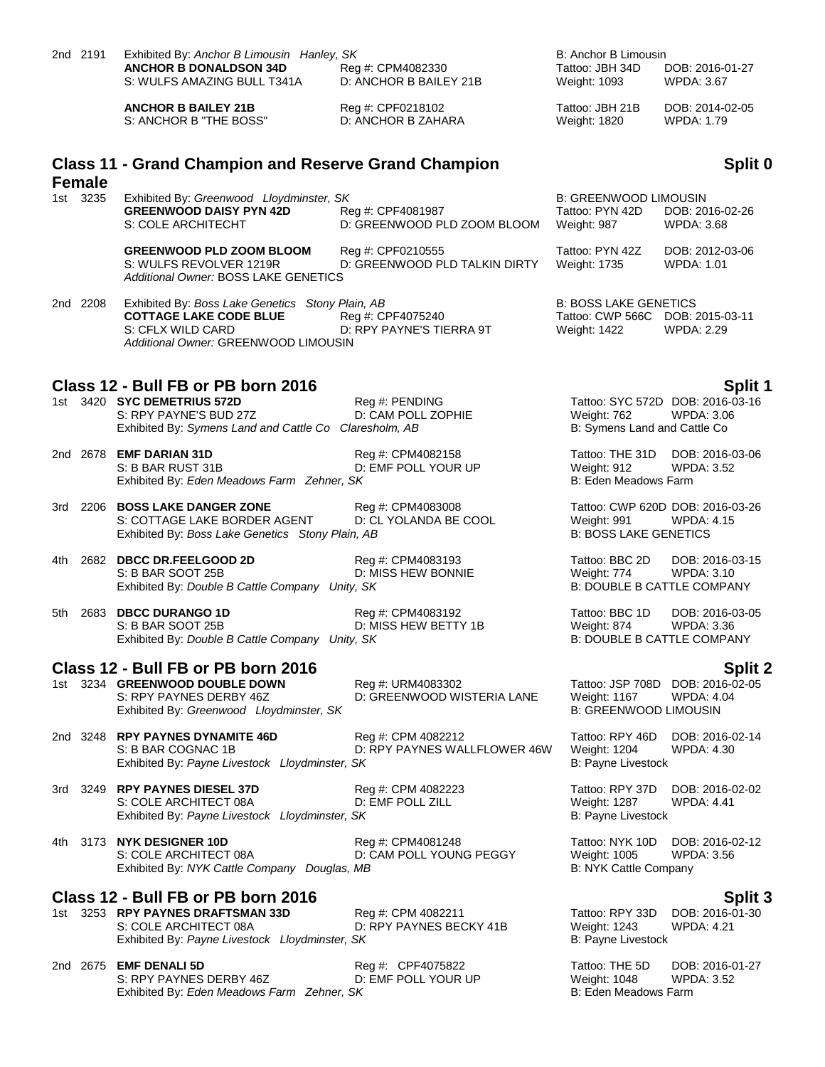2nd 2191 Exhibited By: *Anchor B Limousin Hanley, SK* B: Anchor B Limousin
**ANCHOR B DONALDSON 34D** Reg #: CPM4082330 Tattoo: JBH 34D DOB: 2016-01-27
S: WULFS AMAZING BULL T341A D: ANCHOR B BAILEY 21B Weight: 1093 WPDA: 3.67

**ANCHOR B BAILEY 21B** Reg #: CPF0218102 Tattoo: JBH 21B DOB: 2014-02-05
S: ANCHOR B "THE BOSS" D: ANCHOR B ZAHARA Weight: 1820 WPDA: 1.79

## Class 11 - Grand Champion and Reserve Grand Champion Female — Split 0

1st 3235 Exhibited By: *Greenwood Lloydminster, SK* B: GREENWOOD LIMOUSIN
**GREENWOOD DAISY PYN 42D** Reg #: CPF4081987 Tattoo: PYN 42D DOB: 2016-02-26
S: COLE ARCHITECHT D: GREENWOOD PLD ZOOM BLOOM Weight: 987 WPDA: 3.68

**GREENWOOD PLD ZOOM BLOOM** Reg #: CPF0210555 Tattoo: PYN 42Z DOB: 2012-03-06
S: WULFS REVOLVER 1219R D: GREENWOOD PLD TALKIN DIRTY Weight: 1735 WPDA: 1.01
*Additional Owner:* BOSS LAKE GENETICS

2nd 2208 Exhibited By: *Boss Lake Genetics Stony Plain, AB* B: BOSS LAKE GENETICS
**COTTAGE LAKE CODE BLUE** Reg #: CPF4075240 Tattoo: CWP 566C DOB: 2015-03-11
S: CFLX WILD CARD D: RPY PAYNE'S TIERRA 9T Weight: 1422 WPDA: 2.29
*Additional Owner:* GREENWOOD LIMOUSIN

## Class 12 - Bull FB or PB born 2016 — Split 1

1st 3420 **SYC DEMETRIUS 572D** Reg #: PENDING Tattoo: SYC 572D DOB: 2016-03-16
S: RPY PAYNE'S BUD 27Z D: CAM POLL ZOPHIE Weight: 762 WPDA: 3.06
Exhibited By: *Symens Land and Cattle Co Claresholm, AB* B: Symens Land and Cattle Co

2nd 2678 **EMF DARIAN 31D** Reg #: CPM4082158 Tattoo: THE 31D DOB: 2016-03-06
S: B BAR RUST 31B D: EMF POLL YOUR UP Weight: 912 WPDA: 3.52
Exhibited By: *Eden Meadows Farm Zehner, SK* B: Eden Meadows Farm

3rd 2206 **BOSS LAKE DANGER ZONE** Reg #: CPM4083008 Tattoo: CWP 620D DOB: 2016-03-26
S: COTTAGE LAKE BORDER AGENT D: CL YOLANDA BE COOL Weight: 991 WPDA: 4.15
Exhibited By: *Boss Lake Genetics Stony Plain, AB* B: BOSS LAKE GENETICS

4th 2682 **DBCC DR.FEELGOOD 2D** Reg #: CPM4083193 Tattoo: BBC 2D DOB: 2016-03-15
S: B BAR SOOT 25B D: MISS HEW BONNIE Weight: 774 WPDA: 3.10
Exhibited By: *Double B Cattle Company Unity, SK* B: DOUBLE B CATTLE COMPANY

5th 2683 **DBCC DURANGO 1D** Reg #: CPM4083192 Tattoo: BBC 1D DOB: 2016-03-05
S: B BAR SOOT 25B D: MISS HEW BETTY 1B Weight: 874 WPDA: 3.36
Exhibited By: *Double B Cattle Company Unity, SK* B: DOUBLE B CATTLE COMPANY

## Class 12 - Bull FB or PB born 2016 — Split 2

1st 3234 **GREENWOOD DOUBLE DOWN** Reg #: URM4083302 Tattoo: JSP 708D DOB: 2016-02-05
S: RPY PAYNES DERBY 46Z D: GREENWOOD WISTERIA LANE Weight: 1167 WPDA: 4.04
Exhibited By: *Greenwood Lloydminster, SK* B: GREENWOOD LIMOUSIN

2nd 3248 **RPY PAYNES DYNAMITE 46D** Reg #: CPM 4082212 Tattoo: RPY 46D DOB: 2016-02-14
S: B BAR COGNAC 1B D: RPY PAYNES WALLFLOWER 46W Weight: 1204 WPDA: 4.30
Exhibited By: *Payne Livestock Lloydminster, SK* B: Payne Livestock

3rd 3249 **RPY PAYNES DIESEL 37D** Reg #: CPM 4082223 Tattoo: RPY 37D DOB: 2016-02-02
S: COLE ARCHITECT 08A D: EMF POLL ZILL Weight: 1287 WPDA: 4.41
Exhibited By: *Payne Livestock Lloydminster, SK* B: Payne Livestock

4th 3173 **NYK DESIGNER 10D** Reg #: CPM4081248 Tattoo: NYK 10D DOB: 2016-02-12
S: COLE ARCHITECT 08A D: CAM POLL YOUNG PEGGY Weight: 1005 WPDA: 3.56
Exhibited By: *NYK Cattle Company Douglas, MB* B: NYK Cattle Company

## Class 12 - Bull FB or PB born 2016 — Split 3

1st 3253 **RPY PAYNES DRAFTSMAN 33D** Reg #: CPM 4082211 Tattoo: RPY 33D DOB: 2016-01-30
S: COLE ARCHITECT 08A D: RPY PAYNES BECKY 41B Weight: 1243 WPDA: 4.21
Exhibited By: *Payne Livestock Lloydminster, SK* B: Payne Livestock

2nd 2675 **EMF DENALI 5D** Reg #: CPF4075822 Tattoo: THE 5D DOB: 2016-01-27
S: RPY PAYNES DERBY 46Z D: EMF POLL YOUR UP Weight: 1048 WPDA: 3.52
Exhibited By: *Eden Meadows Farm Zehner, SK* B: Eden Meadows Farm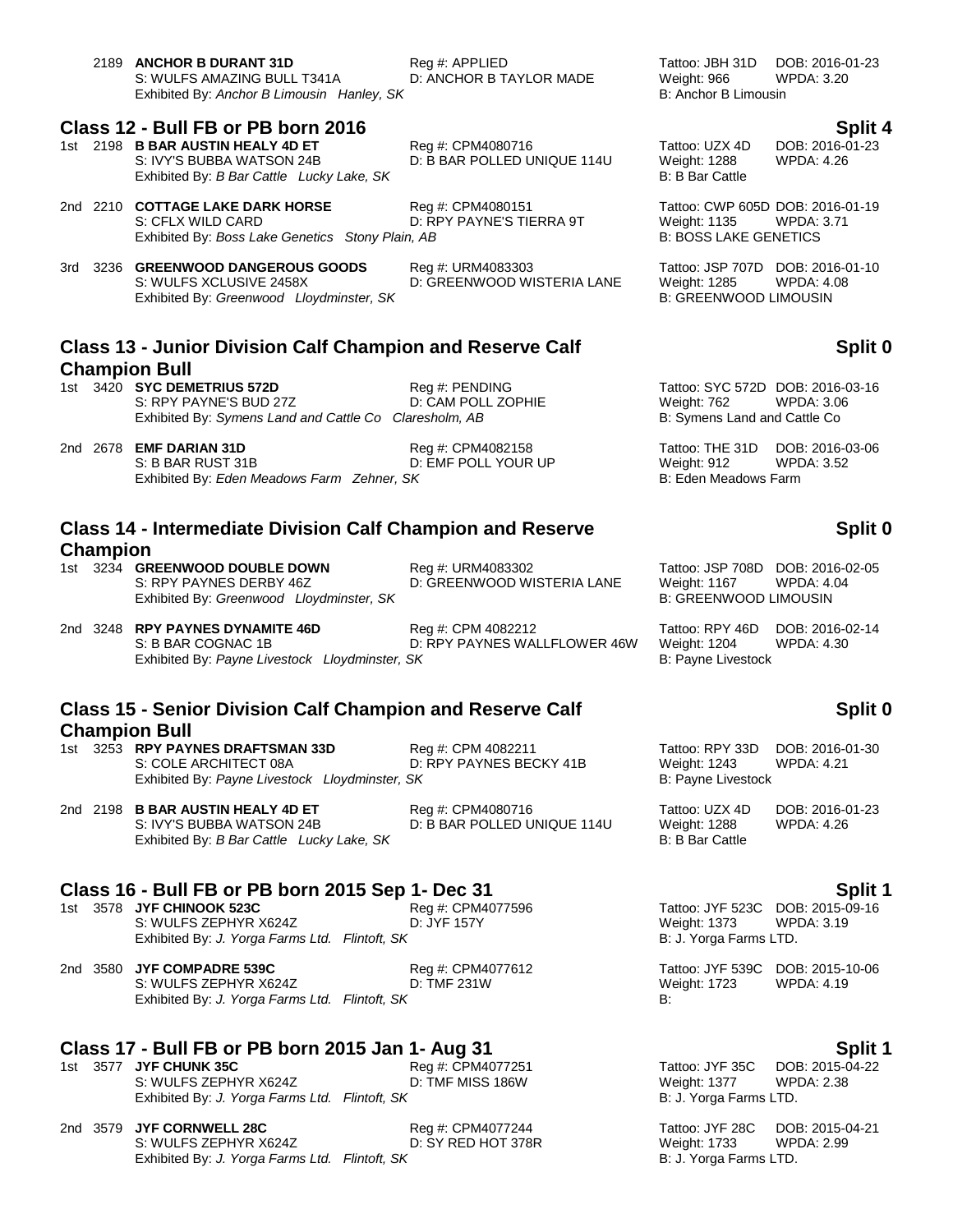2189 **ANCHOR B DURANT 31D** Reg #: APPLIED Tattoo: JBH 31D DOB: 2016-01-23
S: WULFS AMAZING BULL T341A D: ANCHOR B TAYLOR MADE Weight: 966 WPDA: 3.20
Exhibited By: *Anchor B Limousin Hanley, SK* B: Anchor B Limousin

## Class 12 - Bull FB or PB born 2016 — Split 4

1st 2198 **B BAR AUSTIN HEALY 4D ET** Reg #: CPM4080716 Tattoo: UZX 4D DOB: 2016-01-23
S: IVY'S BUBBA WATSON 24B D: B BAR POLLED UNIQUE 114U Weight: 1288 WPDA: 4.26
Exhibited By: *B Bar Cattle Lucky Lake, SK* B: B Bar Cattle

2nd 2210 **COTTAGE LAKE DARK HORSE** Reg #: CPM4080151 Tattoo: CWP 605D DOB: 2016-01-19
S: CFLX WILD CARD D: RPY PAYNE'S TIERRA 9T Weight: 1135 WPDA: 3.71
Exhibited By: *Boss Lake Genetics Stony Plain, AB* B: BOSS LAKE GENETICS

3rd 3236 **GREENWOOD DANGEROUS GOODS** Reg #: URM4083303 Tattoo: JSP 707D DOB: 2016-01-10
S: WULFS XCLUSIVE 2458X D: GREENWOOD WISTERIA LANE Weight: 1285 WPDA: 4.08
Exhibited By: *Greenwood Lloydminster, SK* B: GREENWOOD LIMOUSIN

## Class 13 - Junior Division Calf Champion and Reserve Calf Champion Bull — Split 0

1st 3420 **SYC DEMETRIUS 572D** Reg #: PENDING Tattoo: SYC 572D DOB: 2016-03-16
S: RPY PAYNE'S BUD 27Z D: CAM POLL ZOPHIE Weight: 762 WPDA: 3.06
Exhibited By: *Symens Land and Cattle Co Claresholm, AB* B: Symens Land and Cattle Co

2nd 2678 **EMF DARIAN 31D** Reg #: CPM4082158 Tattoo: THE 31D DOB: 2016-03-06
S: B BAR RUST 31B D: EMF POLL YOUR UP Weight: 912 WPDA: 3.52
Exhibited By: *Eden Meadows Farm Zehner, SK* B: Eden Meadows Farm

## Class 14 - Intermediate Division Calf Champion and Reserve Champion — Split 0

1st 3234 **GREENWOOD DOUBLE DOWN** Reg #: URM4083302 Tattoo: JSP 708D DOB: 2016-02-05
S: RPY PAYNES DERBY 46Z D: GREENWOOD WISTERIA LANE Weight: 1167 WPDA: 4.04
Exhibited By: *Greenwood Lloydminster, SK* B: GREENWOOD LIMOUSIN

2nd 3248 **RPY PAYNES DYNAMITE 46D** Reg #: CPM 4082212 Tattoo: RPY 46D DOB: 2016-02-14
S: B BAR COGNAC 1B D: RPY PAYNES WALLFLOWER 46W Weight: 1204 WPDA: 4.30
Exhibited By: *Payne Livestock Lloydminster, SK* B: Payne Livestock

## Class 15 - Senior Division Calf Champion and Reserve Calf Champion Bull — Split 0

1st 3253 **RPY PAYNES DRAFTSMAN 33D** Reg #: CPM 4082211 Tattoo: RPY 33D DOB: 2016-01-30
S: COLE ARCHITECT 08A D: RPY PAYNES BECKY 41B Weight: 1243 WPDA: 4.21
Exhibited By: *Payne Livestock Lloydminster, SK* B: Payne Livestock

2nd 2198 **B BAR AUSTIN HEALY 4D ET** Reg #: CPM4080716 Tattoo: UZX 4D DOB: 2016-01-23
S: IVY'S BUBBA WATSON 24B D: B BAR POLLED UNIQUE 114U Weight: 1288 WPDA: 4.26
Exhibited By: *B Bar Cattle Lucky Lake, SK* B: B Bar Cattle

## Class 16 - Bull FB or PB born 2015 Sep 1- Dec 31 — Split 1

1st 3578 **JYF CHINOOK 523C** Reg #: CPM4077596 Tattoo: JYF 523C DOB: 2015-09-16
S: WULFS ZEPHYR X624Z D: JYF 157Y Weight: 1373 WPDA: 3.19
Exhibited By: *J. Yorga Farms Ltd. Flintoft, SK* B: J. Yorga Farms LTD.

2nd 3580 **JYF COMPADRE 539C** Reg #: CPM4077612 Tattoo: JYF 539C DOB: 2015-10-06
S: WULFS ZEPHYR X624Z D: TMF 231W Weight: 1723 WPDA: 4.19
Exhibited By: *J. Yorga Farms Ltd. Flintoft, SK* B:

## Class 17 - Bull FB or PB born 2015 Jan 1- Aug 31 — Split 1

1st 3577 **JYF CHUNK 35C** Reg #: CPM4077251 Tattoo: JYF 35C DOB: 2015-04-22
S: WULFS ZEPHYR X624Z D: TMF MISS 186W Weight: 1377 WPDA: 2.38
Exhibited By: *J. Yorga Farms Ltd. Flintoft, SK* B: J. Yorga Farms LTD.

2nd 3579 **JYF CORNWELL 28C** Reg #: CPM4077244 Tattoo: JYF 28C DOB: 2015-04-21
S: WULFS ZEPHYR X624Z D: SY RED HOT 378R Weight: 1733 WPDA: 2.99
Exhibited By: *J. Yorga Farms Ltd. Flintoft, SK* B: J. Yorga Farms LTD.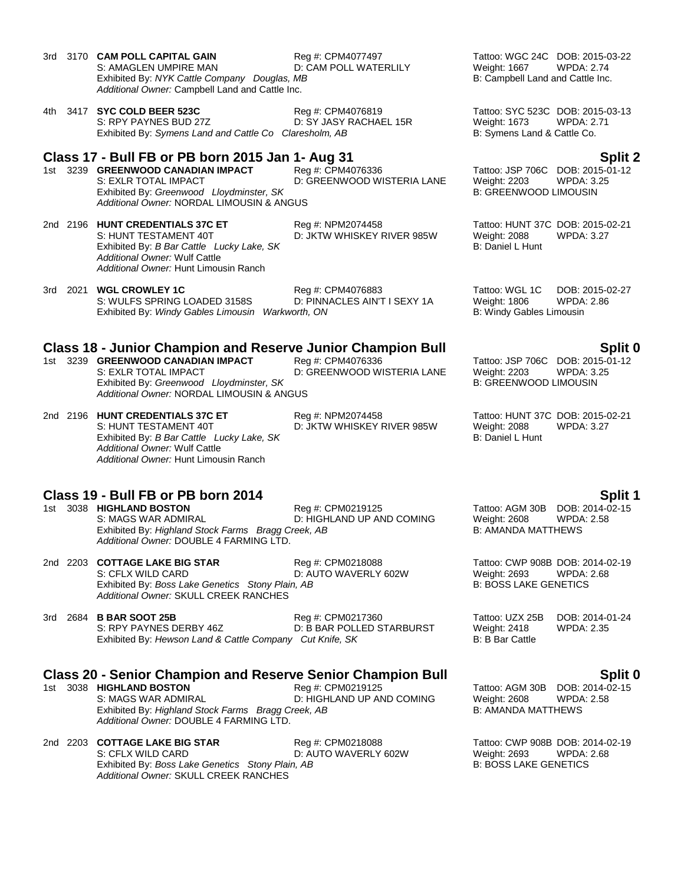3rd 3170 **CAM POLL CAPITAL GAIN** Reg #: CPM4077497 Tattoo: WGC 24C DOB: 2015-03-22
S: AMAGLEN UMPIRE MAN D: CAM POLL WATERLILY Weight: 1667 WPDA: 2.74
Exhibited By: *NYK Cattle Company Douglas, MB* B: Campbell Land and Cattle Inc.
*Additional Owner:* Campbell Land and Cattle Inc.

4th 3417 **SYC COLD BEER 523C** Reg #: CPM4076819 Tattoo: SYC 523C DOB: 2015-03-13
S: RPY PAYNES BUD 27Z D: SY JASY RACHAEL 15R Weight: 1673 WPDA: 2.71
Exhibited By: *Symens Land and Cattle Co Claresholm, AB* B: Symens Land & Cattle Co.

## Class 17 - Bull FB or PB born 2015 Jan 1- Aug 31 — Split 2

1st 3239 **GREENWOOD CANADIAN IMPACT** Reg #: CPM4076336 Tattoo: JSP 706C DOB: 2015-01-12
S: EXLR TOTAL IMPACT D: GREENWOOD WISTERIA LANE Weight: 2203 WPDA: 3.25
Exhibited By: *Greenwood Lloydminster, SK* B: GREENWOOD LIMOUSIN
*Additional Owner:* NORDAL LIMOUSIN & ANGUS

2nd 2196 **HUNT CREDENTIALS 37C ET** Reg #: NPM2074458 Tattoo: HUNT 37C DOB: 2015-02-21
S: HUNT TESTAMENT 40T D: JKTW WHISKEY RIVER 985W Weight: 2088 WPDA: 3.27
Exhibited By: *B Bar Cattle Lucky Lake, SK* B: Daniel L Hunt
*Additional Owner:* Wulf Cattle
*Additional Owner:* Hunt Limousin Ranch

3rd 2021 **WGL CROWLEY 1C** Reg #: CPM4076883 Tattoo: WGL 1C DOB: 2015-02-27
S: WULFS SPRING LOADED 3158S D: PINNACLES AIN'T I SEXY 1A Weight: 1806 WPDA: 2.86
Exhibited By: *Windy Gables Limousin Warkworth, ON* B: Windy Gables Limousin

## Class 18 - Junior Champion and Reserve Junior Champion Bull — Split 0

1st 3239 **GREENWOOD CANADIAN IMPACT** Reg #: CPM4076336 Tattoo: JSP 706C DOB: 2015-01-12
S: EXLR TOTAL IMPACT D: GREENWOOD WISTERIA LANE Weight: 2203 WPDA: 3.25
Exhibited By: *Greenwood Lloydminster, SK* B: GREENWOOD LIMOUSIN
*Additional Owner:* NORDAL LIMOUSIN & ANGUS

2nd 2196 **HUNT CREDENTIALS 37C ET** Reg #: NPM2074458 Tattoo: HUNT 37C DOB: 2015-02-21
S: HUNT TESTAMENT 40T D: JKTW WHISKEY RIVER 985W Weight: 2088 WPDA: 3.27
Exhibited By: *B Bar Cattle Lucky Lake, SK* B: Daniel L Hunt
*Additional Owner:* Wulf Cattle
*Additional Owner:* Hunt Limousin Ranch

## Class 19 - Bull FB or PB born 2014 — Split 1

1st 3038 **HIGHLAND BOSTON** Reg #: CPM0219125 Tattoo: AGM 30B DOB: 2014-02-15
S: MAGS WAR ADMIRAL D: HIGHLAND UP AND COMING Weight: 2608 WPDA: 2.58
Exhibited By: *Highland Stock Farms Bragg Creek, AB* B: AMANDA MATTHEWS
*Additional Owner:* DOUBLE 4 FARMING LTD.

2nd 2203 **COTTAGE LAKE BIG STAR** Reg #: CPM0218088 Tattoo: CWP 908B DOB: 2014-02-19
S: CFLX WILD CARD D: AUTO WAVERLY 602W Weight: 2693 WPDA: 2.68
Exhibited By: *Boss Lake Genetics Stony Plain, AB* B: BOSS LAKE GENETICS
*Additional Owner:* SKULL CREEK RANCHES

3rd 2684 **B BAR SOOT 25B** Reg #: CPM0217360 Tattoo: UZX 25B DOB: 2014-01-24
S: RPY PAYNES DERBY 46Z D: B BAR POLLED STARBURST Weight: 2418 WPDA: 2.35
Exhibited By: *Hewson Land & Cattle Company Cut Knife, SK* B: B Bar Cattle

## Class 20 - Senior Champion and Reserve Senior Champion Bull — Split 0

1st 3038 **HIGHLAND BOSTON** Reg #: CPM0219125 Tattoo: AGM 30B DOB: 2014-02-15
S: MAGS WAR ADMIRAL D: HIGHLAND UP AND COMING Weight: 2608 WPDA: 2.58
Exhibited By: *Highland Stock Farms Bragg Creek, AB* B: AMANDA MATTHEWS
*Additional Owner:* DOUBLE 4 FARMING LTD.

2nd 2203 **COTTAGE LAKE BIG STAR** Reg #: CPM0218088 Tattoo: CWP 908B DOB: 2014-02-19
S: CFLX WILD CARD D: AUTO WAVERLY 602W Weight: 2693 WPDA: 2.68
Exhibited By: *Boss Lake Genetics Stony Plain, AB* B: BOSS LAKE GENETICS
*Additional Owner:* SKULL CREEK RANCHES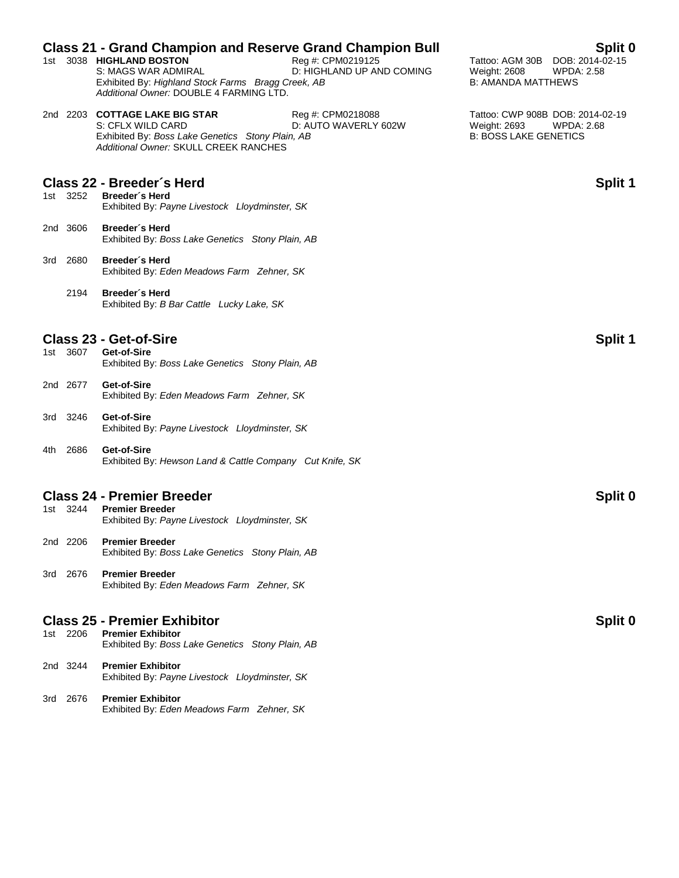## Class 21 - Grand Champion and Reserve Grand Champion Bull

**Split 0**

1st 3038 **HIGHLAND BOSTON** Reg #: CPM0219125 Tattoo: AGM 30B DOB: 2014-02-15
S: MAGS WAR ADMIRAL D: HIGHLAND UP AND COMING Weight: 2608 WPDA: 2.58
Exhibited By: *Highland Stock Farms Bragg Creek, AB* B: AMANDA MATTHEWS
*Additional Owner:* DOUBLE 4 FARMING LTD.

2nd 2203 **COTTAGE LAKE BIG STAR** Reg #: CPM0218088 Tattoo: CWP 908B DOB: 2014-02-19
S: CFLX WILD CARD D: AUTO WAVERLY 602W Weight: 2693 WPDA: 2.68
Exhibited By: *Boss Lake Genetics Stony Plain, AB* B: BOSS LAKE GENETICS
*Additional Owner:* SKULL CREEK RANCHES

## Class 22 - Breeder´s Herd

**Split 1**

1st 3252 **Breeder´s Herd**
Exhibited By: *Payne Livestock Lloydminster, SK*

2nd 3606 **Breeder´s Herd**
Exhibited By: *Boss Lake Genetics Stony Plain, AB*

3rd 2680 **Breeder´s Herd**
Exhibited By: *Eden Meadows Farm Zehner, SK*

2194 **Breeder´s Herd**
Exhibited By: *B Bar Cattle Lucky Lake, SK*

## Class 23 - Get-of-Sire

**Split 1**

1st 3607 **Get-of-Sire**
Exhibited By: *Boss Lake Genetics Stony Plain, AB*

2nd 2677 **Get-of-Sire**
Exhibited By: *Eden Meadows Farm Zehner, SK*

3rd 3246 **Get-of-Sire**
Exhibited By: *Payne Livestock Lloydminster, SK*

4th 2686 **Get-of-Sire**
Exhibited By: *Hewson Land & Cattle Company Cut Knife, SK*

## Class 24 - Premier Breeder

**Split 0**

1st 3244 **Premier Breeder**
Exhibited By: *Payne Livestock Lloydminster, SK*

2nd 2206 **Premier Breeder**
Exhibited By: *Boss Lake Genetics Stony Plain, AB*

3rd 2676 **Premier Breeder**
Exhibited By: *Eden Meadows Farm Zehner, SK*

## Class 25 - Premier Exhibitor

**Split 0**

1st 2206 **Premier Exhibitor**
Exhibited By: *Boss Lake Genetics Stony Plain, AB*

2nd 3244 **Premier Exhibitor**
Exhibited By: *Payne Livestock Lloydminster, SK*

3rd 2676 **Premier Exhibitor**
Exhibited By: *Eden Meadows Farm Zehner, SK*